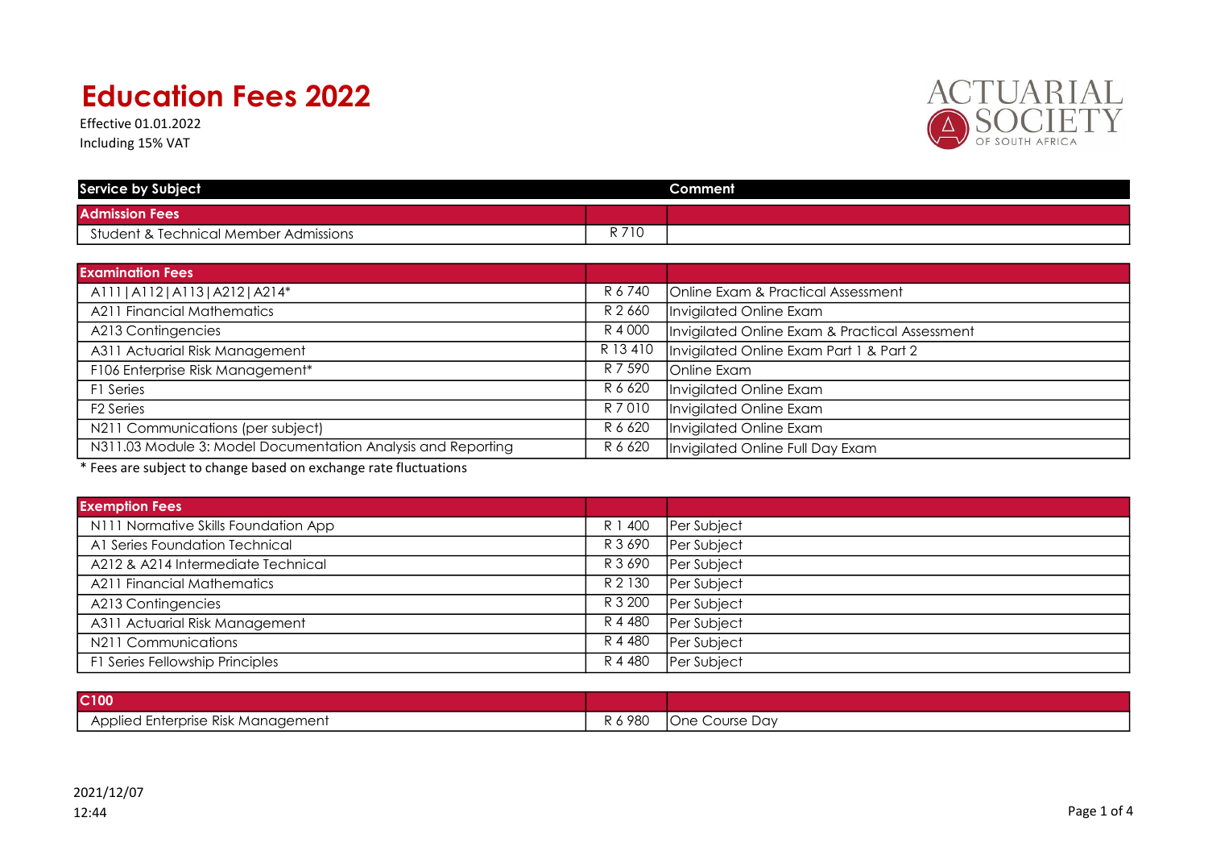# Education Fees 2022

Effective 01.01.2022
Including 15% VAT

ACTUARIAL SOCIETY OF SOUTH AFRICA

| Service by Subject | | Comment |
|---|---|---|
| **Admission Fees** | | |
| Student & Technical Member Admissions | R 710 | |

| **Examination Fees** | | |
|---|---|---|
| A111 \| A112 \| A113 \| A212 \| A214* | R 6 740 | Online Exam & Practical Assessment |
| A211 Financial Mathematics | R 2 660 | Invigilated Online Exam |
| A213 Contingencies | R 4 000 | Invigilated Online Exam & Practical Assessment |
| A311 Actuarial Risk Management | R 13 410 | Invigilated Online Exam Part 1 & Part 2 |
| F106 Enterprise Risk Management* | R 7 590 | Online Exam |
| F1 Series | R 6 620 | Invigilated Online Exam |
| F2 Series | R 7 010 | Invigilated Online Exam |
| N211 Communications (per subject) | R 6 620 | Invigilated Online Exam |
| N311.03 Module 3: Model Documentation Analysis and Reporting | R 6 620 | Invigilated Online Full Day Exam |

* Fees are subject to change based on exchange rate fluctuations

| **Exemption Fees** | | |
|---|---|---|
| N111 Normative Skills Foundation App | R 1 400 | Per Subject |
| A1 Series Foundation Technical | R 3 690 | Per Subject |
| A212 & A214 Intermediate Technical | R 3 690 | Per Subject |
| A211 Financial Mathematics | R 2 130 | Per Subject |
| A213 Contingencies | R 3 200 | Per Subject |
| A311 Actuarial Risk Management | R 4 480 | Per Subject |
| N211 Communications | R 4 480 | Per Subject |
| F1 Series Fellowship Principles | R 4 480 | Per Subject |

| **C100** | | |
|---|---|---|
| Applied Enterprise Risk Management | R 6 980 | One Course Day |

2021/12/07
12:44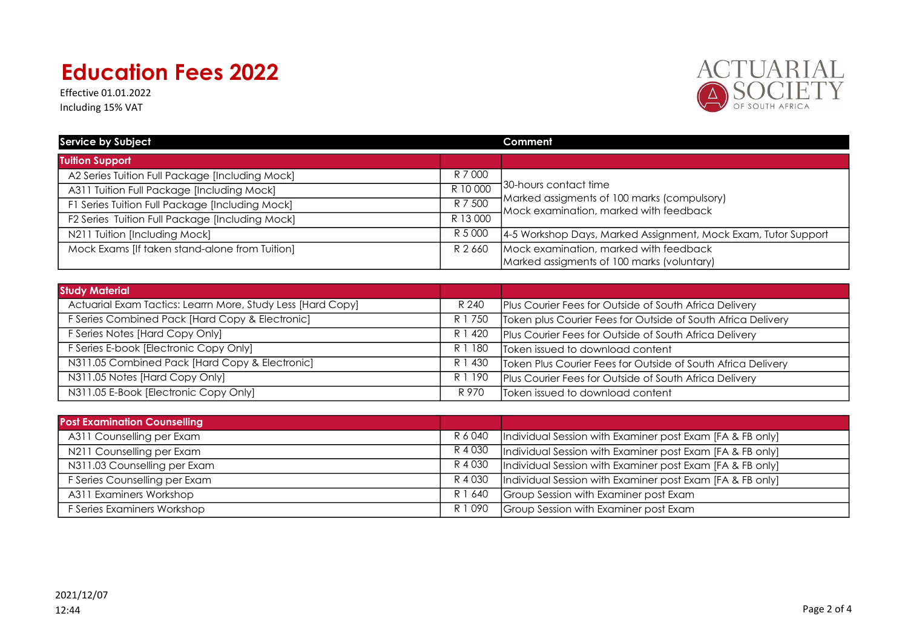# Education Fees 2022

Effective 01.01.2022

Including 15% VAT

ACTUARIAL SOCIETY OF SOUTH AFRICA

| Service by Subject | | Comment |
|---|---|---|
| **Tuition Support** | | |
| A2 Series Tuition Full Package [Including Mock] | R 7 000 | 30-hours contact time<br>Marked assigments of 100 marks (compulsory)<br>Mock examination, marked with feedback |
| A311 Tuition Full Package [Including Mock] | R 10 000 | |
| F1 Series Tuition Full Package [Including Mock] | R 7 500 | |
| F2 Series Tuition Full Package [Including Mock] | R 13 000 | |
| N211 Tuition [Including Mock] | R 5 000 | 4-5 Workshop Days, Marked Assignment, Mock Exam, Tutor Support |
| Mock Exams [If taken stand-alone from Tuition] | R 2 660 | Mock examination, marked with feedback<br>Marked assigments of 100 marks (voluntary) |

| Study Material | | |
|---|---|---|
| Actuarial Exam Tactics: Learrn More, Study Less [Hard Copy] | R 240 | Plus Courier Fees for Outside of South Africa Delivery |
| F Series Combined Pack [Hard Copy & Electronic] | R 1 750 | Token plus Courier Fees for Outside of South Africa Delivery |
| F Series Notes [Hard Copy Only] | R 1 420 | Plus Courier Fees for Outside of South Africa Delivery |
| F Series E-book [Electronic Copy Only] | R 1 180 | Token issued to download content |
| N311.05 Combined Pack [Hard Copy & Electronic] | R 1 430 | Token Plus Courier Fees for Outside of South Africa Delivery |
| N311.05 Notes [Hard Copy Only] | R 1 190 | Plus Courier Fees for Outside of South Africa Delivery |
| N311.05 E-Book [Electronic Copy Only] | R 970 | Token issued to download content |

| Post Examination Counselling | | |
|---|---|---|
| A311 Counselling per Exam | R 6 040 | Individual Session with Examiner post Exam [FA & FB only] |
| N211 Counselling per Exam | R 4 030 | Individual Session with Examiner post Exam [FA & FB only] |
| N311.03 Counselling per Exam | R 4 030 | Individual Session with Examiner post Exam [FA & FB only] |
| F Series Counselling per Exam | R 4 030 | Individual Session with Examiner post Exam [FA & FB only] |
| A311 Examiners Workshop | R 1 640 | Group Session with Examiner post Exam |
| F Series Examiners Workshop | R 1 090 | Group Session with Examiner post Exam |

2021/12/07
12:44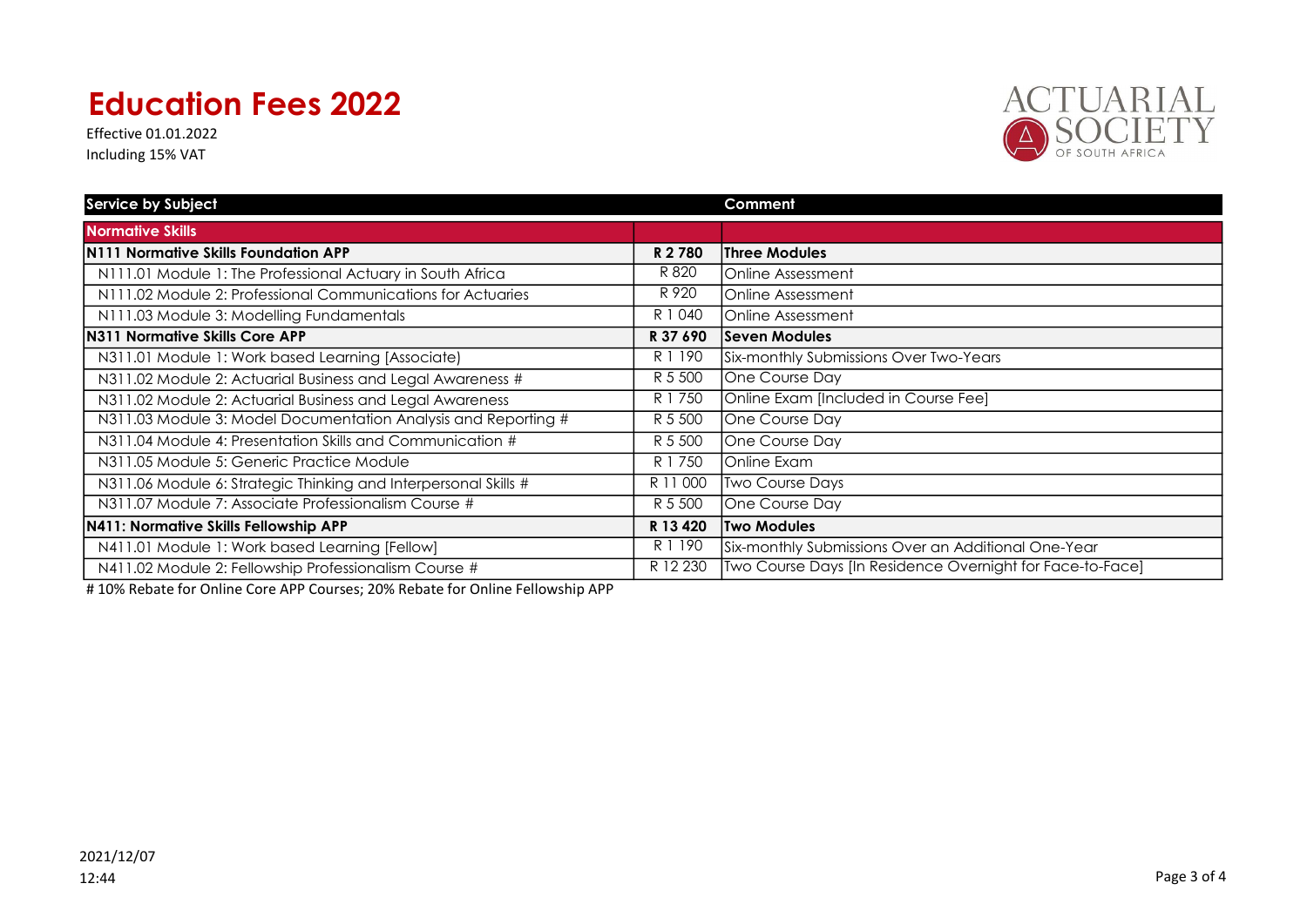# Education Fees 2022

Effective 01.01.2022

Including 15% VAT

ACTUARIAL SOCIETY OF SOUTH AFRICA

| Service by Subject | | Comment |
|---|---|---|
| **Normative Skills** | | |
| **N111 Normative Skills Foundation APP** | **R 2 780** | **Three Modules** |
| N111.01 Module 1: The Professional Actuary in South Africa | R 820 | Online Assessment |
| N111.02 Module 2: Professional Communications for Actuaries | R 920 | Online Assessment |
| N111.03 Module 3: Modelling Fundamentals | R 1 040 | Online Assessment |
| **N311 Normative Skills Core APP** | **R 37 690** | **Seven Modules** |
| N311.01 Module 1: Work based Learning [Associate] | R 1 190 | Six-monthly Submissions Over Two-Years |
| N311.02 Module 2: Actuarial Business and Legal Awareness # | R 5 500 | One Course Day |
| N311.02 Module 2: Actuarial Business and Legal Awareness | R 1 750 | Online Exam [Included in Course Fee] |
| N311.03 Module 3: Model Documentation Analysis and Reporting # | R 5 500 | One Course Day |
| N311.04 Module 4: Presentation Skills and Communication # | R 5 500 | One Course Day |
| N311.05 Module 5: Generic Practice Module | R 1 750 | Online Exam |
| N311.06 Module 6: Strategic Thinking and Interpersonal Skills # | R 11 000 | Two Course Days |
| N311.07 Module 7: Associate Professionalism Course # | R 5 500 | One Course Day |
| **N411: Normative Skills Fellowship APP** | **R 13 420** | **Two Modules** |
| N411.01 Module 1: Work based Learning [Fellow] | R 1 190 | Six-monthly Submissions Over an Additional One-Year |
| N411.02 Module 2: Fellowship Professionalism Course # | R 12 230 | Two Course Days [In Residence Overnight for Face-to-Face] |

# 10% Rebate for Online Core APP Courses; 20% Rebate for Online Fellowship APP

2021/12/07
12:44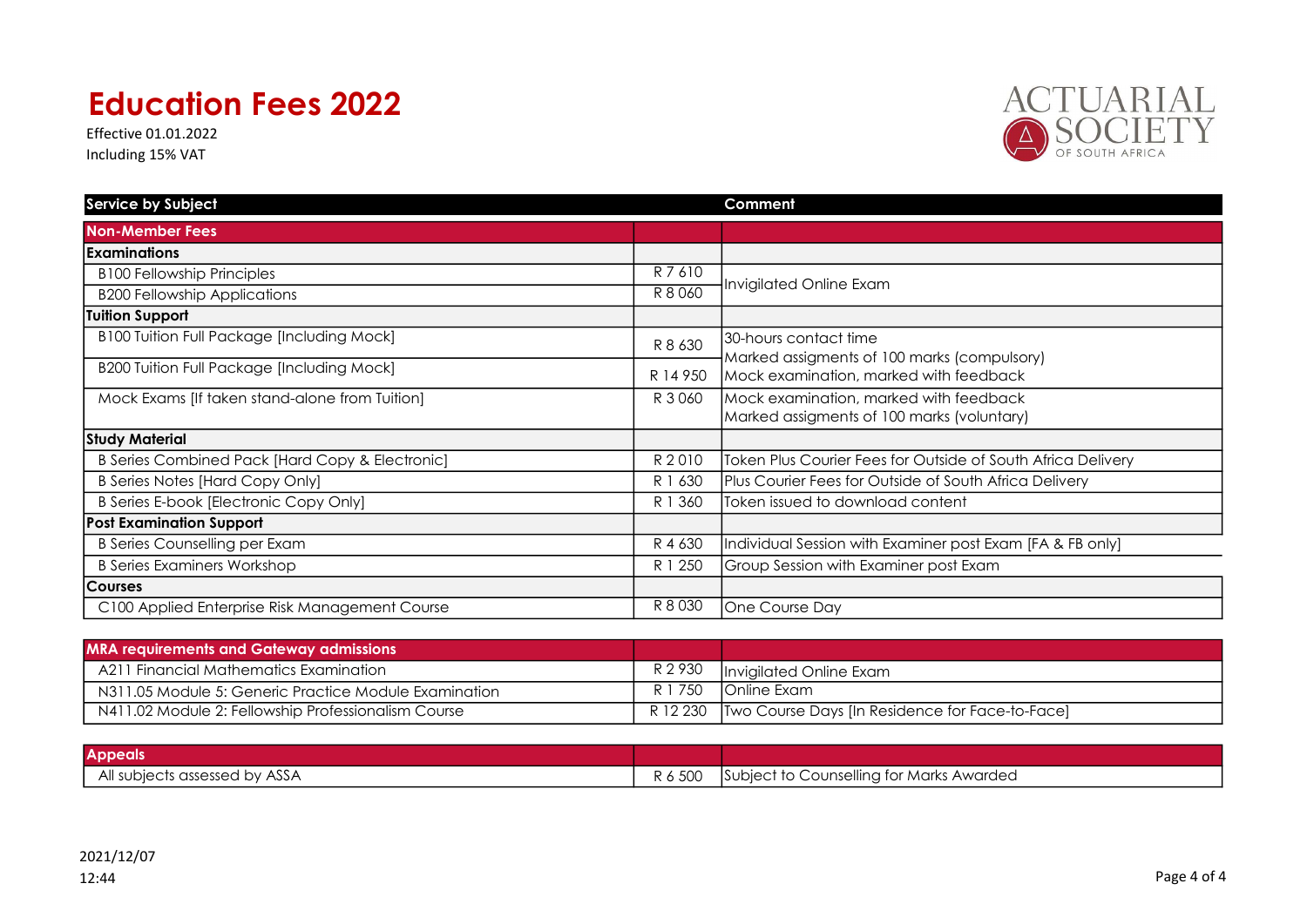# Education Fees 2022

Effective 01.01.2022
Including 15% VAT

ACTUARIAL SOCIETY OF SOUTH AFRICA

| Service by Subject | | Comment |
|---|---|---|
| **Non-Member Fees** | | |
| **Examinations** | | |
| B100 Fellowship Principles | R 7 610 | Invigilated Online Exam |
| B200 Fellowship Applications | R 8 060 | |
| **Tuition Support** | | |
| B100 Tuition Full Package [Including Mock] | R 8 630 | 30-hours contact time<br>Marked assigments of 100 marks (compulsory)<br>Mock examination, marked with feedback |
| B200 Tuition Full Package [Including Mock] | R 14 950 | |
| Mock Exams [If taken stand-alone from Tuition] | R 3 060 | Mock examination, marked with feedback<br>Marked assigments of 100 marks (voluntary) |
| **Study Material** | | |
| B Series Combined Pack [Hard Copy & Electronic] | R 2 010 | Token Plus Courier Fees for Outside of South Africa Delivery |
| B Series Notes [Hard Copy Only] | R 1 630 | Plus Courier Fees for Outside of South Africa Delivery |
| B Series E-book [Electronic Copy Only] | R 1 360 | Token issued to download content |
| **Post Examination Support** | | |
| B Series Counselling per Exam | R 4 630 | Individual Session with Examiner post Exam [FA & FB only] |
| B Series Examiners Workshop | R 1 250 | Group Session with Examiner post Exam |
| **Courses** | | |
| C100 Applied Enterprise Risk Management Course | R 8 030 | One Course Day |

| **MRA requirements and Gateway admissions** | | |
|---|---|---|
| A211 Financial Mathematics Examination | R 2 930 | Invigilated Online Exam |
| N311.05 Module 5: Generic Practice Module Examination | R 1 750 | Online Exam |
| N411.02 Module 2: Fellowship Professionalism Course | R 12 230 | Two Course Days [In Residence for Face-to-Face] |

| **Appeals** | | |
|---|---|---|
| All subjects assessed by ASSA | R 6 500 | Subject to Counselling for Marks Awarded |

2021/12/07
12:44